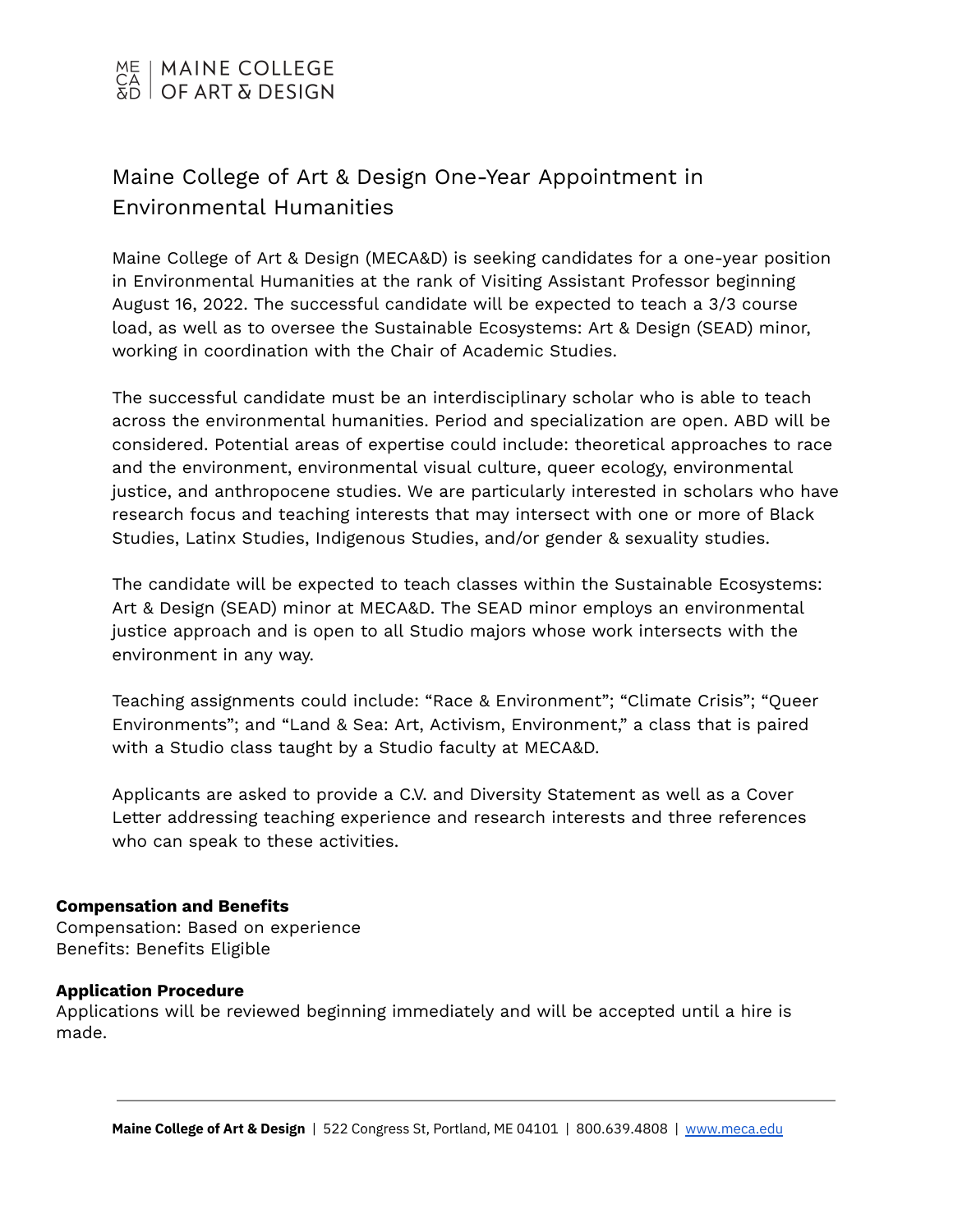# Maine College of Art & Design One-Year Appointment in Environmental Humanities

Maine College of Art & Design (MECA&D) is seeking candidates for a one-year position in Environmental Humanities at the rank of Visiting Assistant Professor beginning August 16, 2022. The successful candidate will be expected to teach a 3/3 course load, as well as to oversee the Sustainable Ecosystems: Art & Design (SEAD) minor, working in coordination with the Chair of Academic Studies.

The successful candidate must be an interdisciplinary scholar who is able to teach across the environmental humanities. Period and specialization are open. ABD will be considered. Potential areas of expertise could include: theoretical approaches to race and the environment, environmental visual culture, queer ecology, environmental justice, and anthropocene studies. We are particularly interested in scholars who have research focus and teaching interests that may intersect with one or more of Black Studies, Latinx Studies, Indigenous Studies, and/or gender & sexuality studies.

The candidate will be expected to teach classes within the Sustainable Ecosystems: Art & Design (SEAD) minor at MECA&D. The SEAD minor employs an environmental justice approach and is open to all Studio majors whose work intersects with the environment in any way.

Teaching assignments could include: “Race & Environment”; “Climate Crisis”; “Queer Environments”; and “Land & Sea: Art, Activism, Environment,” a class that is paired with a Studio class taught by a Studio faculty at MECA&D.

Applicants are asked to provide a C.V. and Diversity Statement as well as a Cover Letter addressing teaching experience and research interests and three references who can speak to these activities.

**Compensation and Benefits**

Compensation: Based on experience
Benefits: Benefits Eligible

**Application Procedure**

Applications will be reviewed beginning immediately and will be accepted until a hire is made.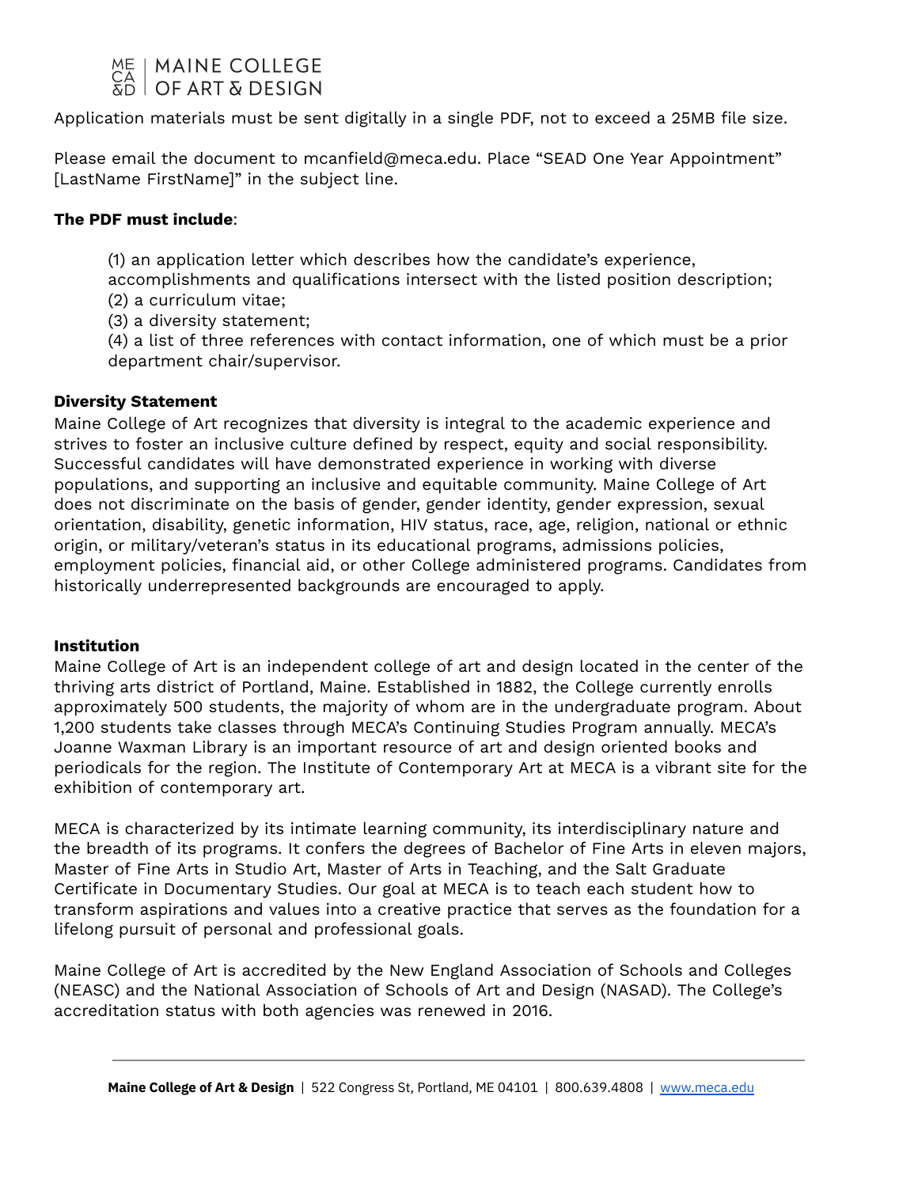Application materials must be sent digitally in a single PDF, not to exceed a 25MB file size.

Please email the document to mcanfield@meca.edu. Place "SEAD One Year Appointment" [LastName FirstName]" in the subject line.

**The PDF must include**:

(1) an application letter which describes how the candidate's experience, accomplishments and qualifications intersect with the listed position description;
(2) a curriculum vitae;
(3) a diversity statement;
(4) a list of three references with contact information, one of which must be a prior department chair/supervisor.

**Diversity Statement**

Maine College of Art recognizes that diversity is integral to the academic experience and strives to foster an inclusive culture defined by respect, equity and social responsibility. Successful candidates will have demonstrated experience in working with diverse populations, and supporting an inclusive and equitable community. Maine College of Art does not discriminate on the basis of gender, gender identity, gender expression, sexual orientation, disability, genetic information, HIV status, race, age, religion, national or ethnic origin, or military/veteran's status in its educational programs, admissions policies, employment policies, financial aid, or other College administered programs. Candidates from historically underrepresented backgrounds are encouraged to apply.

**Institution**

Maine College of Art is an independent college of art and design located in the center of the thriving arts district of Portland, Maine. Established in 1882, the College currently enrolls approximately 500 students, the majority of whom are in the undergraduate program. About 1,200 students take classes through MECA's Continuing Studies Program annually. MECA's Joanne Waxman Library is an important resource of art and design oriented books and periodicals for the region. The Institute of Contemporary Art at MECA is a vibrant site for the exhibition of contemporary art.

MECA is characterized by its intimate learning community, its interdisciplinary nature and the breadth of its programs. It confers the degrees of Bachelor of Fine Arts in eleven majors, Master of Fine Arts in Studio Art, Master of Arts in Teaching, and the Salt Graduate Certificate in Documentary Studies. Our goal at MECA is to teach each student how to transform aspirations and values into a creative practice that serves as the foundation for a lifelong pursuit of personal and professional goals.

Maine College of Art is accredited by the New England Association of Schools and Colleges (NEASC) and the National Association of Schools of Art and Design (NASAD). The College's accreditation status with both agencies was renewed in 2016.